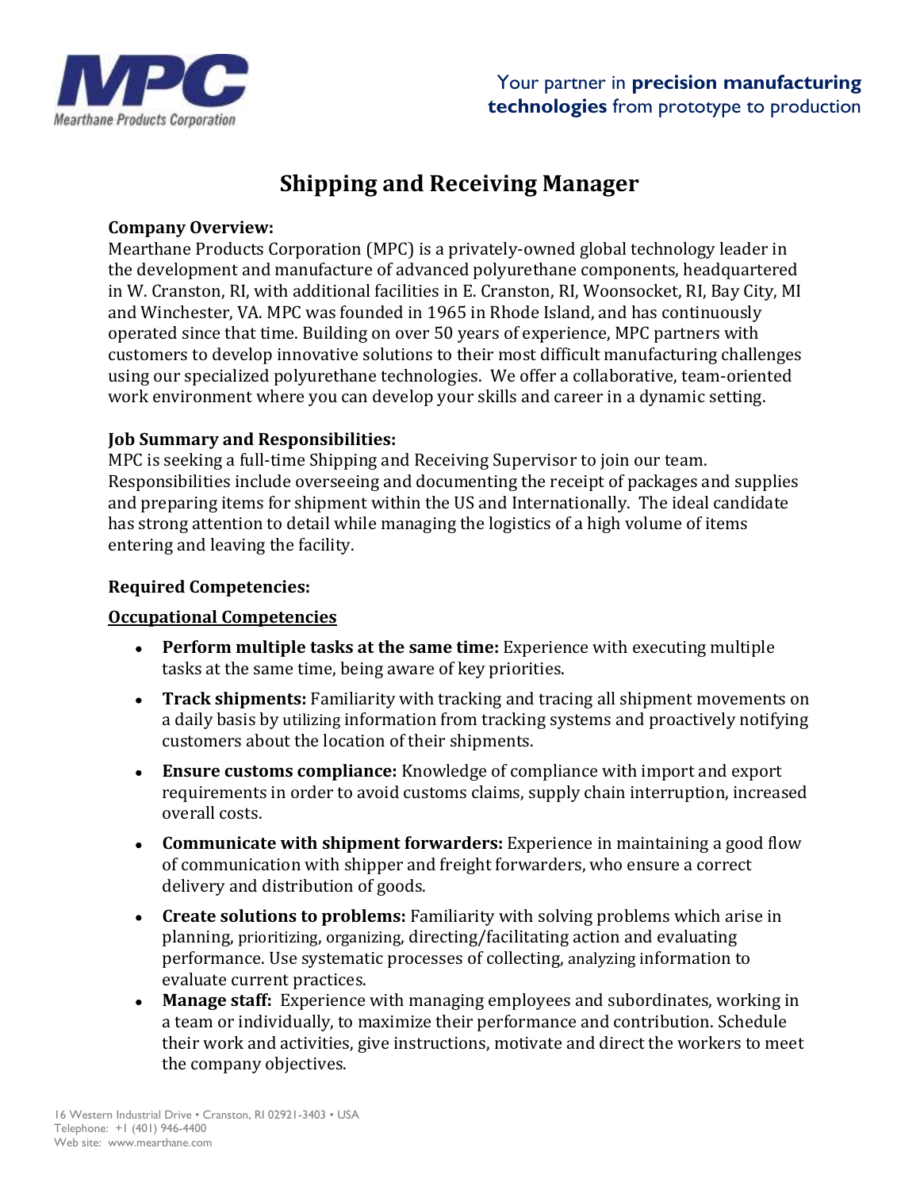Your partner in **precision manufacturing technologies** from prototype to production

# Shipping and Receiving Manager

**Company Overview:**
Mearthane Products Corporation (MPC) is a privately-owned global technology leader in the development and manufacture of advanced polyurethane components, headquartered in W. Cranston, RI, with additional facilities in E. Cranston, RI, Woonsocket, RI, Bay City, MI and Winchester, VA. MPC was founded in 1965 in Rhode Island, and has continuously operated since that time. Building on over 50 years of experience, MPC partners with customers to develop innovative solutions to their most difficult manufacturing challenges using our specialized polyurethane technologies. We offer a collaborative, team-oriented work environment where you can develop your skills and career in a dynamic setting.

**Job Summary and Responsibilities:**
MPC is seeking a full-time Shipping and Receiving Supervisor to join our team. Responsibilities include overseeing and documenting the receipt of packages and supplies and preparing items for shipment within the US and Internationally. The ideal candidate has strong attention to detail while managing the logistics of a high volume of items entering and leaving the facility.

**Required Competencies:**

**Occupational Competencies**

- **Perform multiple tasks at the same time:** Experience with executing multiple tasks at the same time, being aware of key priorities.
- **Track shipments:** Familiarity with tracking and tracing all shipment movements on a daily basis by utilizing information from tracking systems and proactively notifying customers about the location of their shipments.
- **Ensure customs compliance:** Knowledge of compliance with import and export requirements in order to avoid customs claims, supply chain interruption, increased overall costs.
- **Communicate with shipment forwarders:** Experience in maintaining a good flow of communication with shipper and freight forwarders, who ensure a correct delivery and distribution of goods.
- **Create solutions to problems:** Familiarity with solving problems which arise in planning, prioritizing, organizing, directing/facilitating action and evaluating performance. Use systematic processes of collecting, analyzing information to evaluate current practices.
- **Manage staff:** Experience with managing employees and subordinates, working in a team or individually, to maximize their performance and contribution. Schedule their work and activities, give instructions, motivate and direct the workers to meet the company objectives.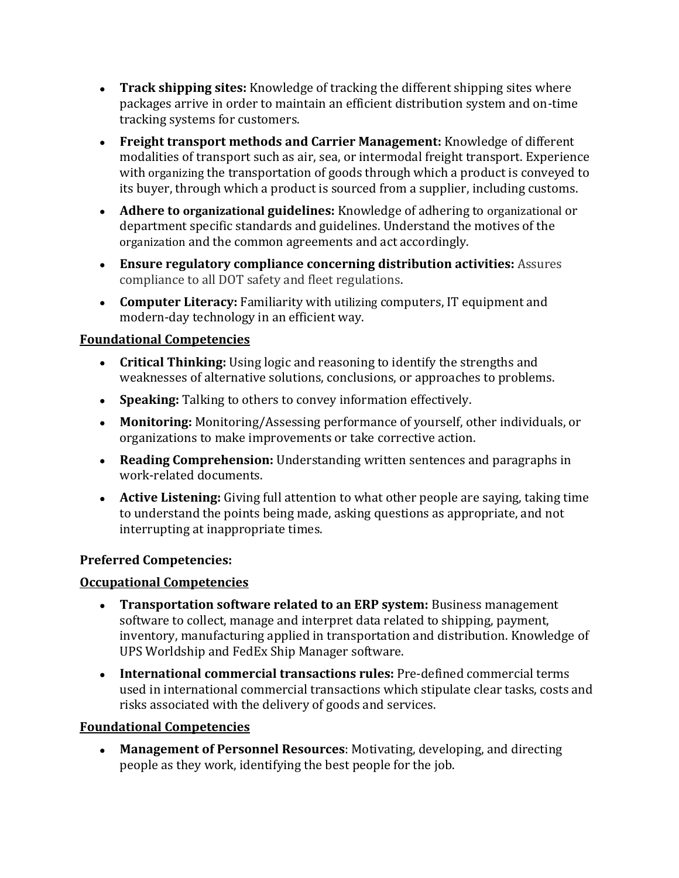- **Track shipping sites:** Knowledge of tracking the different shipping sites where packages arrive in order to maintain an efficient distribution system and on-time tracking systems for customers.
- **Freight transport methods and Carrier Management:** Knowledge of different modalities of transport such as air, sea, or intermodal freight transport. Experience with organizing the transportation of goods through which a product is conveyed to its buyer, through which a product is sourced from a supplier, including customs.
- **Adhere to organizational guidelines:** Knowledge of adhering to organizational or department specific standards and guidelines. Understand the motives of the organization and the common agreements and act accordingly.
- **Ensure regulatory compliance concerning distribution activities:** Assures compliance to all DOT safety and fleet regulations.
- **Computer Literacy:** Familiarity with utilizing computers, IT equipment and modern-day technology in an efficient way.

<u>**Foundational Competencies**</u>

- **Critical Thinking:** Using logic and reasoning to identify the strengths and weaknesses of alternative solutions, conclusions, or approaches to problems.
- **Speaking:** Talking to others to convey information effectively.
- **Monitoring:** Monitoring/Assessing performance of yourself, other individuals, or organizations to make improvements or take corrective action.
- **Reading Comprehension:** Understanding written sentences and paragraphs in work-related documents.
- **Active Listening:** Giving full attention to what other people are saying, taking time to understand the points being made, asking questions as appropriate, and not interrupting at inappropriate times.

**Preferred Competencies:**

<u>**Occupational Competencies**</u>

- **Transportation software related to an ERP system:** Business management software to collect, manage and interpret data related to shipping, payment, inventory, manufacturing applied in transportation and distribution. Knowledge of UPS Worldship and FedEx Ship Manager software.
- **International commercial transactions rules:** Pre-defined commercial terms used in international commercial transactions which stipulate clear tasks, costs and risks associated with the delivery of goods and services.

<u>**Foundational Competencies**</u>

- **Management of Personnel Resources**: Motivating, developing, and directing people as they work, identifying the best people for the job.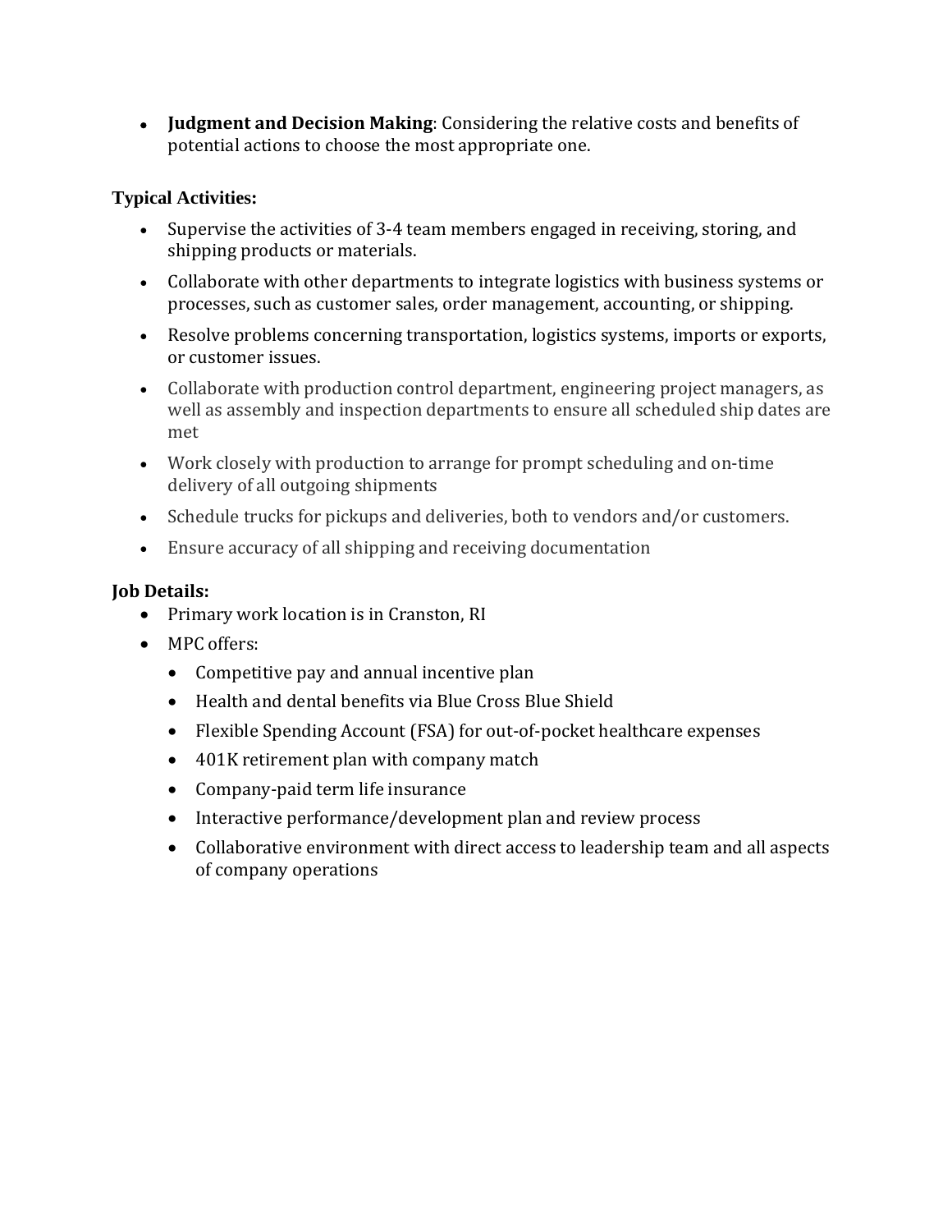- **Judgment and Decision Making**: Considering the relative costs and benefits of potential actions to choose the most appropriate one.

**Typical Activities:**

- Supervise the activities of 3-4 team members engaged in receiving, storing, and shipping products or materials.
- Collaborate with other departments to integrate logistics with business systems or processes, such as customer sales, order management, accounting, or shipping.
- Resolve problems concerning transportation, logistics systems, imports or exports, or customer issues.
- Collaborate with production control department, engineering project managers, as well as assembly and inspection departments to ensure all scheduled ship dates are met
- Work closely with production to arrange for prompt scheduling and on-time delivery of all outgoing shipments
- Schedule trucks for pickups and deliveries, both to vendors and/or customers.
- Ensure accuracy of all shipping and receiving documentation

**Job Details:**

- Primary work location is in Cranston, RI
- MPC offers:
  - Competitive pay and annual incentive plan
  - Health and dental benefits via Blue Cross Blue Shield
  - Flexible Spending Account (FSA) for out-of-pocket healthcare expenses
  - 401K retirement plan with company match
  - Company-paid term life insurance
  - Interactive performance/development plan and review process
  - Collaborative environment with direct access to leadership team and all aspects of company operations